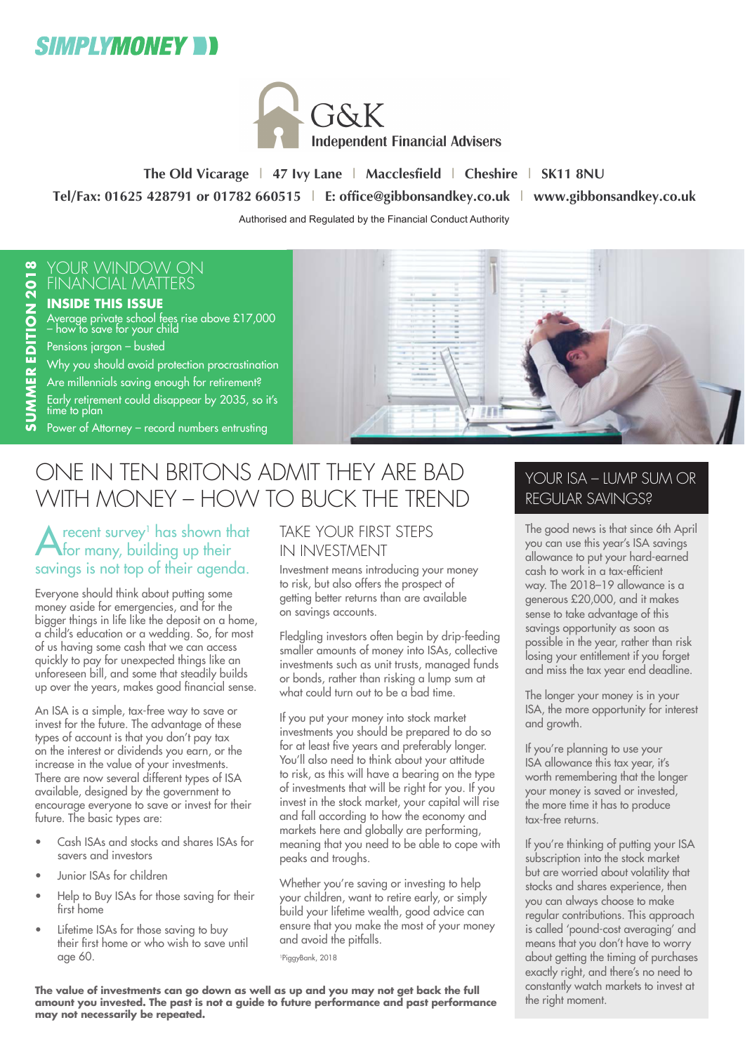SIMPLYMONEY

G&K
Independent Financial Advisers

**The Old Vicarage | 47 Ivy Lane | Macclesfield | Cheshire | SK11 8NU**
**Tel/Fax: 01625 428791 or 01782 660515 | E: office@gibbonsandkey.co.uk | www.gibbonsandkey.co.uk**

Authorised and Regulated by the Financial Conduct Authority

**SUMMER EDITION 2018**

YOUR WINDOW ON FINANCIAL MATTERS

**INSIDE THIS ISSUE**

- Average private school fees rise above £17,000 – how to save for your child
- Pensions jargon – busted
- Why you should avoid protection procrastination
- Are millennials saving enough for retirement?
- Early retirement could disappear by 2035, so it's time to plan
- Power of Attorney – record numbers entrusting

# ONE IN TEN BRITONS ADMIT THEY ARE BAD WITH MONEY – HOW TO BUCK THE TREND

A recent survey[1] has shown that for many, building up their savings is not top of their agenda.

Everyone should think about putting some money aside for emergencies, and for the bigger things in life like the deposit on a home, a child's education or a wedding. So, for most of us having some cash that we can access quickly to pay for unexpected things like an unforeseen bill, and some that steadily builds up over the years, makes good financial sense.

An ISA is a simple, tax-free way to save or invest for the future. The advantage of these types of account is that you don't pay tax on the interest or dividends you earn, or the increase in the value of your investments. There are now several different types of ISA available, designed by the government to encourage everyone to save or invest for their future. The basic types are:

- Cash ISAs and stocks and shares ISAs for savers and investors
- Junior ISAs for children
- Help to Buy ISAs for those saving for their first home
- Lifetime ISAs for those saving to buy their first home or who wish to save until age 60.

## TAKE YOUR FIRST STEPS IN INVESTMENT

Investment means introducing your money to risk, but also offers the prospect of getting better returns than are available on savings accounts.

Fledgling investors often begin by drip-feeding smaller amounts of money into ISAs, collective investments such as unit trusts, managed funds or bonds, rather than risking a lump sum at what could turn out to be a bad time.

If you put your money into stock market investments you should be prepared to do so for at least five years and preferably longer. You'll also need to think about your attitude to risk, as this will have a bearing on the type of investments that will be right for you. If you invest in the stock market, your capital will rise and fall according to how the economy and markets here and globally are performing, meaning that you need to be able to cope with peaks and troughs.

Whether you're saving or investing to help your children, want to retire early, or simply build your lifetime wealth, good advice can ensure that you make the most of your money and avoid the pitfalls.

[1]PiggyBank, 2018

**The value of investments can go down as well as up and you may not get back the full amount you invested. The past is not a guide to future performance and past performance may not necessarily be repeated.**

## YOUR ISA – LUMP SUM OR REGULAR SAVINGS?

The good news is that since 6th April you can use this year's ISA savings allowance to put your hard-earned cash to work in a tax-efficient way. The 2018–19 allowance is a generous £20,000, and it makes sense to take advantage of this savings opportunity as soon as possible in the year, rather than risk losing your entitlement if you forget and miss the tax year end deadline.

The longer your money is in your ISA, the more opportunity for interest and growth.

If you're planning to use your ISA allowance this tax year, it's worth remembering that the longer your money is saved or invested, the more time it has to produce tax-free returns.

If you're thinking of putting your ISA subscription into the stock market but are worried about volatility that stocks and shares experience, then you can always choose to make regular contributions. This approach is called 'pound-cost averaging' and means that you don't have to worry about getting the timing of purchases exactly right, and there's no need to constantly watch markets to invest at the right moment.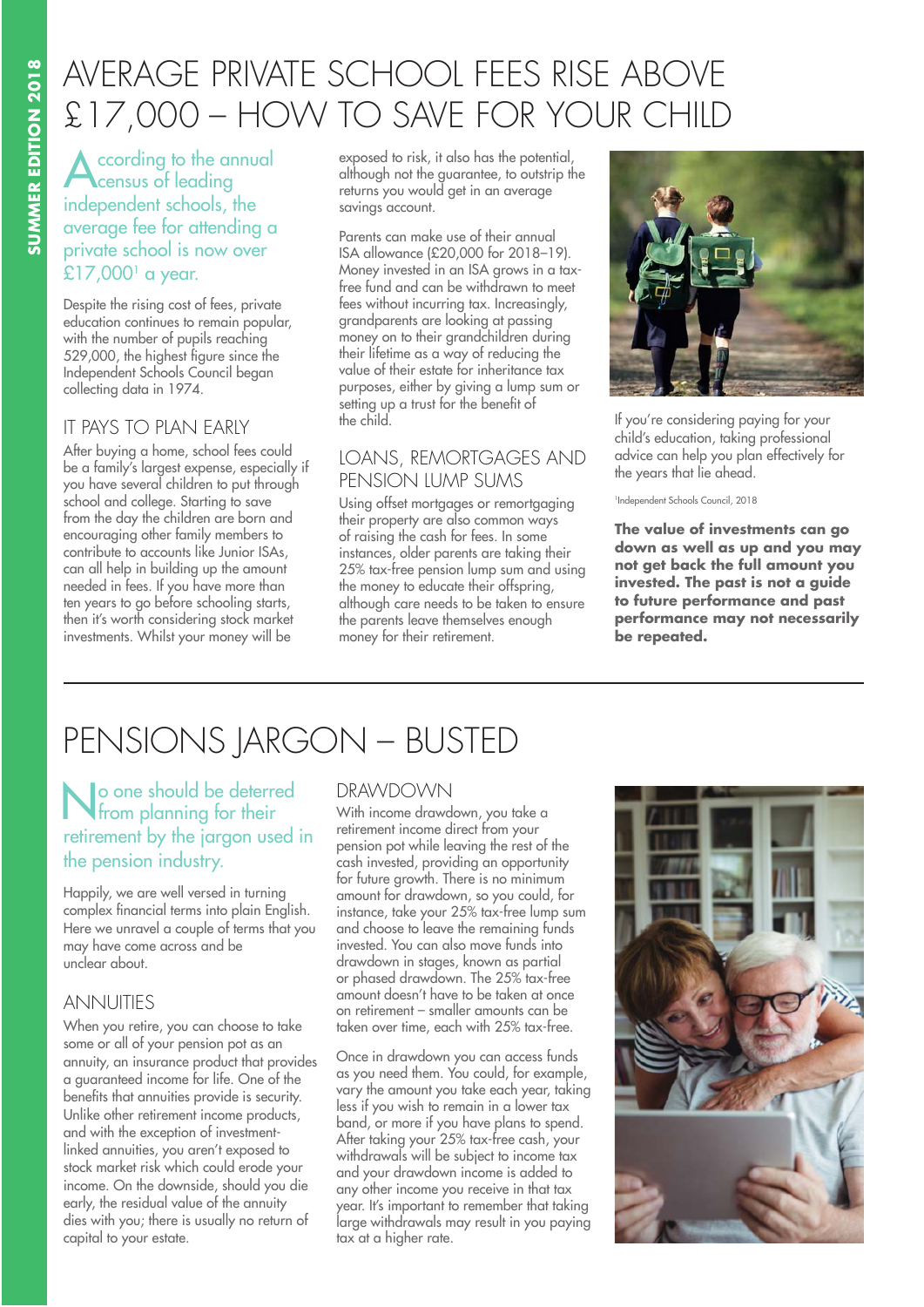# AVERAGE PRIVATE SCHOOL FEES RISE ABOVE £17,000 – HOW TO SAVE FOR YOUR CHILD

According to the annual census of leading independent schools, the average fee for attending a private school is now over £17,000[1] a year.

Despite the rising cost of fees, private education continues to remain popular, with the number of pupils reaching 529,000, the highest figure since the Independent Schools Council began collecting data in 1974.

## IT PAYS TO PLAN EARLY

After buying a home, school fees could be a family's largest expense, especially if you have several children to put through school and college. Starting to save from the day the children are born and encouraging other family members to contribute to accounts like Junior ISAs, can all help in building up the amount needed in fees. If you have more than ten years to go before schooling starts, then it's worth considering stock market investments. Whilst your money will be exposed to risk, it also has the potential, although not the guarantee, to outstrip the returns you would get in an average savings account.

Parents can make use of their annual ISA allowance (£20,000 for 2018–19). Money invested in an ISA grows in a tax-free fund and can be withdrawn to meet fees without incurring tax. Increasingly, grandparents are looking at passing money on to their grandchildren during their lifetime as a way of reducing the value of their estate for inheritance tax purposes, either by giving a lump sum or setting up a trust for the benefit of the child.

## LOANS, REMORTGAGES AND PENSION LUMP SUMS

Using offset mortgages or remortgaging their property are also common ways of raising the cash for fees. In some instances, older parents are taking their 25% tax-free pension lump sum and using the money to educate their offspring, although care needs to be taken to ensure the parents leave themselves enough money for their retirement.

If you're considering paying for your child's education, taking professional advice can help you plan effectively for the years that lie ahead.

[1]Independent Schools Council, 2018

**The value of investments can go down as well as up and you may not get back the full amount you invested. The past is not a guide to future performance and past performance may not necessarily be repeated.**

# PENSIONS JARGON – BUSTED

No one should be deterred from planning for their retirement by the jargon used in the pension industry.

Happily, we are well versed in turning complex financial terms into plain English. Here we unravel a couple of terms that you may have come across and be unclear about.

## ANNUITIES

When you retire, you can choose to take some or all of your pension pot as an annuity, an insurance product that provides a guaranteed income for life. One of the benefits that annuities provide is security. Unlike other retirement income products, and with the exception of investment-linked annuities, you aren't exposed to stock market risk which could erode your income. On the downside, should you die early, the residual value of the annuity dies with you; there is usually no return of capital to your estate.

## DRAWDOWN

With income drawdown, you take a retirement income direct from your pension pot while leaving the rest of the cash invested, providing an opportunity for future growth. There is no minimum amount for drawdown, so you could, for instance, take your 25% tax-free lump sum and choose to leave the remaining funds invested. You can also move funds into drawdown in stages, known as partial or phased drawdown. The 25% tax-free amount doesn't have to be taken at once on retirement – smaller amounts can be taken over time, each with 25% tax-free.

Once in drawdown you can access funds as you need them. You could, for example, vary the amount you take each year, taking less if you wish to remain in a lower tax band, or more if you have plans to spend. After taking your 25% tax-free cash, your withdrawals will be subject to income tax and your drawdown income is added to any other income you receive in that tax year. It's important to remember that taking large withdrawals may result in you paying tax at a higher rate.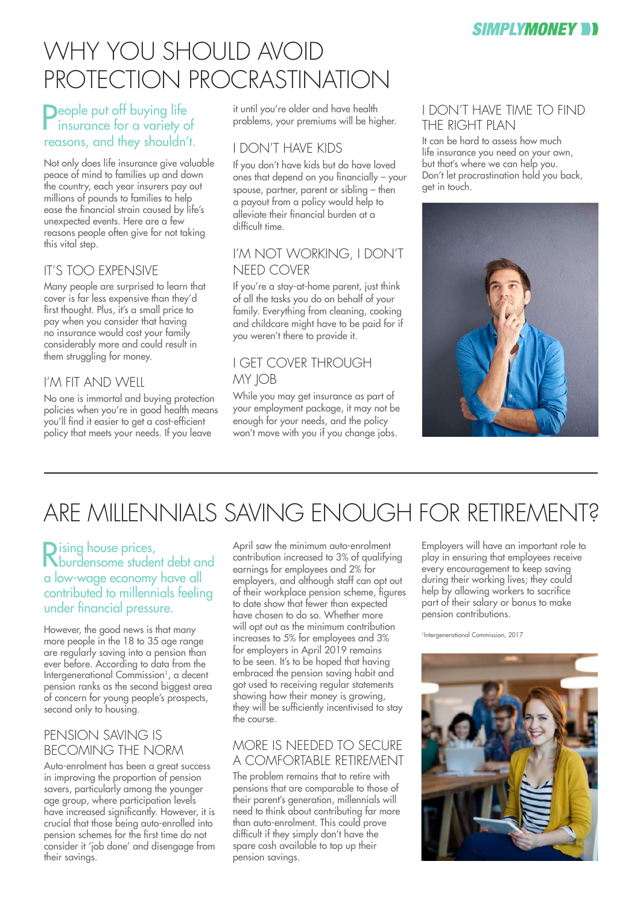# WHY YOU SHOULD AVOID PROTECTION PROCRASTINATION

People put off buying life insurance for a variety of reasons, and they shouldn't.

Not only does life insurance give valuable peace of mind to families up and down the country, each year insurers pay out millions of pounds to families to help ease the financial strain caused by life's unexpected events. Here are a few reasons people often give for not taking this vital step.

## IT'S TOO EXPENSIVE

Many people are surprised to learn that cover is far less expensive than they'd first thought. Plus, it's a small price to pay when you consider that having no insurance would cost your family considerably more and could result in them struggling for money.

## I'M FIT AND WELL

No one is immortal and buying protection policies when you're in good health means you'll find it easier to get a cost-efficient policy that meets your needs. If you leave it until you're older and have health problems, your premiums will be higher.

## I DON'T HAVE KIDS

If you don't have kids but do have loved ones that depend on you financially – your spouse, partner, parent or sibling – then a payout from a policy would help to alleviate their financial burden at a difficult time.

## I'M NOT WORKING, I DON'T NEED COVER

If you're a stay-at-home parent, just think of all the tasks you do on behalf of your family. Everything from cleaning, cooking and childcare might have to be paid for if you weren't there to provide it.

## I GET COVER THROUGH MY JOB

While you may get insurance as part of your employment package, it may not be enough for your needs, and the policy won't move with you if you change jobs.

## I DON'T HAVE TIME TO FIND THE RIGHT PLAN

It can be hard to assess how much life insurance you need on your own, but that's where we can help you. Don't let procrastination hold you back, get in touch.

# ARE MILLENNIALS SAVING ENOUGH FOR RETIREMENT?

Rising house prices, burdensome student debt and a low-wage economy have all contributed to millennials feeling under financial pressure.

However, the good news is that many more people in the 18 to 35 age range are regularly saving into a pension than ever before. According to data from the Intergenerational Commission[1], a decent pension ranks as the second biggest area of concern for young people's prospects, second only to housing.

## PENSION SAVING IS BECOMING THE NORM

Auto-enrolment has been a great success in improving the proportion of pension savers, particularly among the younger age group, where participation levels have increased significantly. However, it is crucial that those being auto-enrolled into pension schemes for the first time do not consider it 'job done' and disengage from their savings.

April saw the minimum auto-enrolment contribution increased to 3% of qualifying earnings for employees and 2% for employers, and although staff can opt out of their workplace pension scheme, figures to date show that fewer than expected have chosen to do so. Whether more will opt out as the minimum contribution increases to 5% for employees and 3% for employers in April 2019 remains to be seen. It's to be hoped that having embraced the pension saving habit and got used to receiving regular statements showing how their money is growing, they will be sufficiently incentivised to stay the course.

## MORE IS NEEDED TO SECURE A COMFORTABLE RETIREMENT

The problem remains that to retire with pensions that are comparable to those of their parent's generation, millennials will need to think about contributing far more than auto-enrolment. This could prove difficult if they simply don't have the spare cash available to top up their pension savings.

Employers will have an important role to play in ensuring that employees receive every encouragement to keep saving during their working lives; they could help by allowing workers to sacrifice part of their salary or bonus to make pension contributions.

[1] Intergenerational Commission, 2017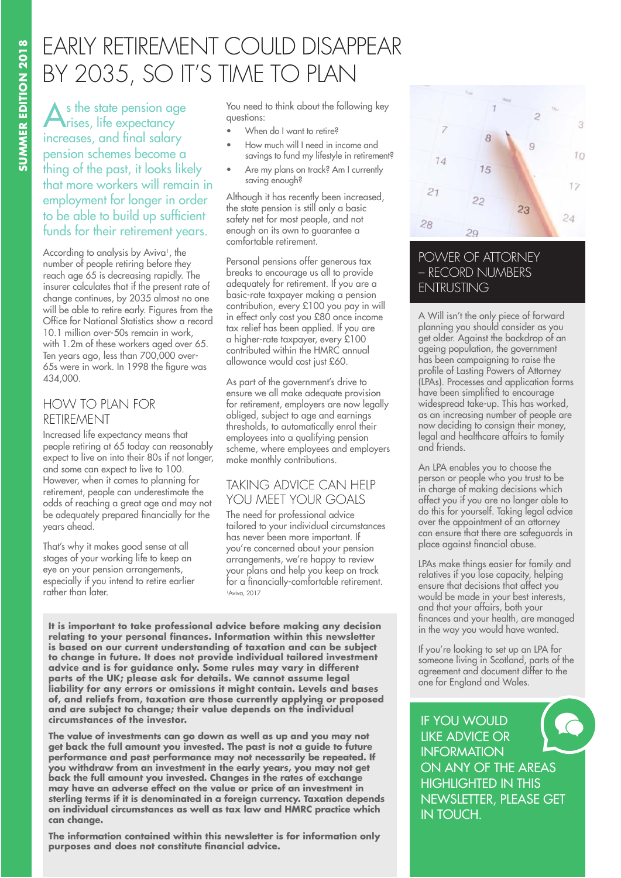# EARLY RETIREMENT COULD DISAPPEAR BY 2035, SO IT'S TIME TO PLAN

As the state pension age rises, life expectancy increases, and final salary pension schemes become a thing of the past, it looks likely that more workers will remain in employment for longer in order to be able to build up sufficient funds for their retirement years.

According to analysis by Aviva[1], the number of people retiring before they reach age 65 is decreasing rapidly. The insurer calculates that if the present rate of change continues, by 2035 almost no one will be able to retire early. Figures from the Office for National Statistics show a record 10.1 million over-50s remain in work, with 1.2m of these workers aged over 65. Ten years ago, less than 700,000 over-65s were in work. In 1998 the figure was 434,000.

## HOW TO PLAN FOR RETIREMENT

Increased life expectancy means that people retiring at 65 today can reasonably expect to live on into their 80s if not longer, and some can expect to live to 100. However, when it comes to planning for retirement, people can underestimate the odds of reaching a great age and may not be adequately prepared financially for the years ahead.

That's why it makes good sense at all stages of your working life to keep an eye on your pension arrangements, especially if you intend to retire earlier rather than later.

You need to think about the following key questions:

- When do I want to retire?
- How much will I need in income and savings to fund my lifestyle in retirement?
- Are my plans on track? Am I currently saving enough?

Although it has recently been increased, the state pension is still only a basic safety net for most people, and not enough on its own to guarantee a comfortable retirement.

Personal pensions offer generous tax breaks to encourage us all to provide adequately for retirement. If you are a basic-rate taxpayer making a pension contribution, every £100 you pay in will in effect only cost you £80 once income tax relief has been applied. If you are a higher-rate taxpayer, every £100 contributed within the HMRC annual allowance would cost just £60.

As part of the government's drive to ensure we all make adequate provision for retirement, employers are now legally obliged, subject to age and earnings thresholds, to automatically enrol their employees into a qualifying pension scheme, where employees and employers make monthly contributions.

## TAKING ADVICE CAN HELP YOU MEET YOUR GOALS

The need for professional advice tailored to your individual circumstances has never been more important. If you're concerned about your pension arrangements, we're happy to review your plans and help you keep on track for a financially-comfortable retirement.

[1]Aviva, 2017

**It is important to take professional advice before making any decision relating to your personal finances. Information within this newsletter is based on our current understanding of taxation and can be subject to change in future. It does not provide individual tailored investment advice and is for guidance only. Some rules may vary in different parts of the UK; please ask for details. We cannot assume legal liability for any errors or omissions it might contain. Levels and bases of, and reliefs from, taxation are those currently applying or proposed and are subject to change; their value depends on the individual circumstances of the investor.**

**The value of investments can go down as well as up and you may not get back the full amount you invested. The past is not a guide to future performance and past performance may not necessarily be repeated. If you withdraw from an investment in the early years, you may not get back the full amount you invested. Changes in the rates of exchange may have an adverse effect on the value or price of an investment in sterling terms if it is denominated in a foreign currency. Taxation depends on individual circumstances as well as tax law and HMRC practice which can change.**

**The information contained within this newsletter is for information only purposes and does not constitute financial advice.**

## POWER OF ATTORNEY – RECORD NUMBERS ENTRUSTING

A Will isn't the only piece of forward planning you should consider as you get older. Against the backdrop of an ageing population, the government has been campaigning to raise the profile of Lasting Powers of Attorney (LPAs). Processes and application forms have been simplified to encourage widespread take-up. This has worked, as an increasing number of people are now deciding to consign their money, legal and healthcare affairs to family and friends.

An LPA enables you to choose the person or people who you trust to be in charge of making decisions which affect you if you are no longer able to do this for yourself. Taking legal advice over the appointment of an attorney can ensure that there are safeguards in place against financial abuse.

LPAs make things easier for family and relatives if you lose capacity, helping ensure that decisions that affect you would be made in your best interests, and that your affairs, both your finances and your health, are managed in the way you would have wanted.

If you're looking to set up an LPA for someone living in Scotland, parts of the agreement and document differ to the one for England and Wales.

IF YOU WOULD LIKE ADVICE OR INFORMATION ON ANY OF THE AREAS HIGHLIGHTED IN THIS NEWSLETTER, PLEASE GET IN TOUCH.